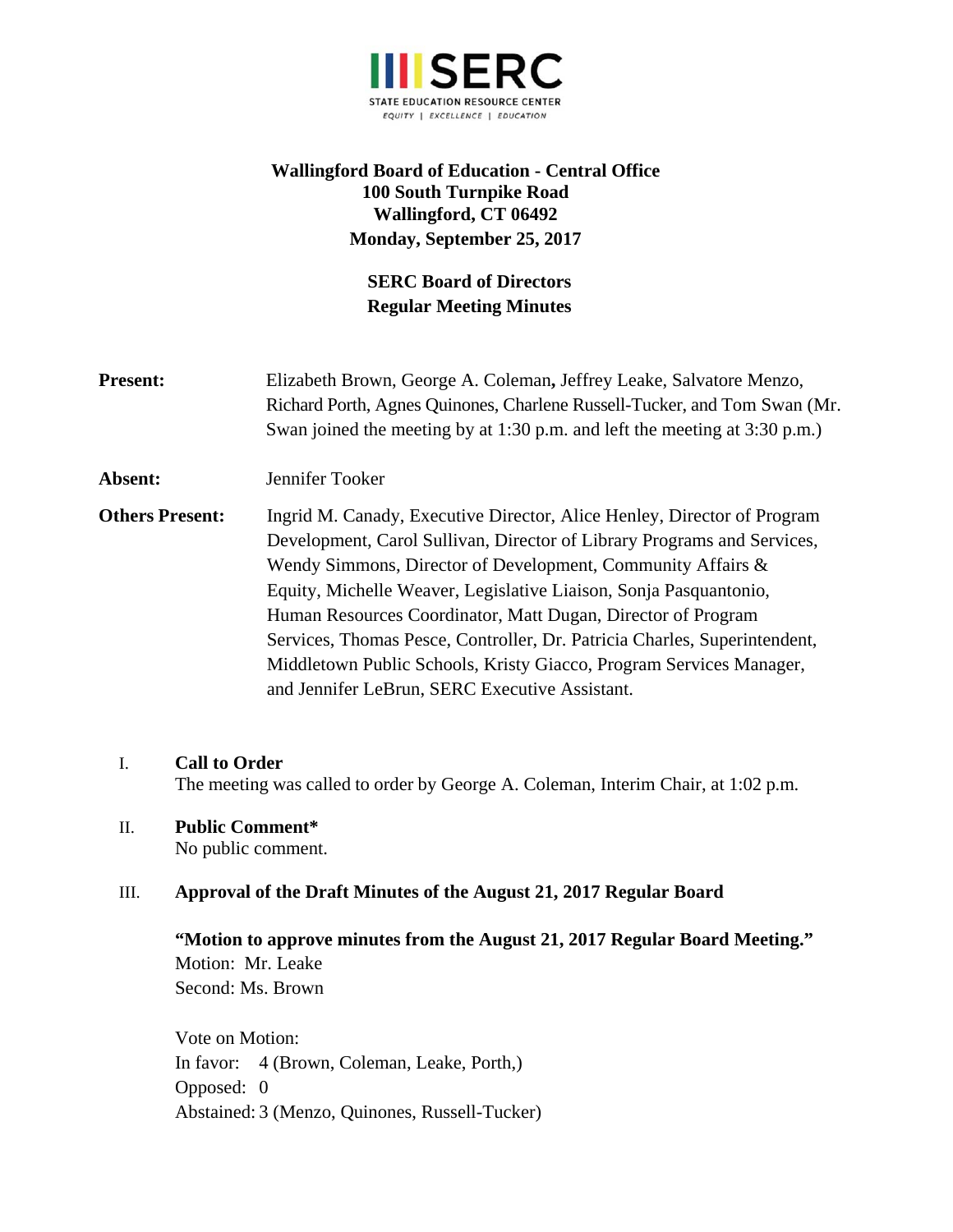**SERC**
STATE EDUCATION RESOURCE CENTER
*EQUITY | EXCELLENCE | EDUCATION*

**Wallingford Board of Education - Central Office**
**100 South Turnpike Road**
**Wallingford, CT 06492**
**Monday, September 25, 2017**

**SERC Board of Directors**
**Regular Meeting Minutes**

**Present:** Elizabeth Brown, George A. Coleman**,** Jeffrey Leake, Salvatore Menzo, Richard Porth, Agnes Quinones, Charlene Russell-Tucker, and Tom Swan (Mr. Swan joined the meeting by at 1:30 p.m. and left the meeting at 3:30 p.m.)

**Absent:** Jennifer Tooker

**Others Present:** Ingrid M. Canady, Executive Director, Alice Henley, Director of Program Development, Carol Sullivan, Director of Library Programs and Services, Wendy Simmons, Director of Development, Community Affairs & Equity, Michelle Weaver, Legislative Liaison, Sonja Pasquantonio, Human Resources Coordinator, Matt Dugan, Director of Program Services, Thomas Pesce, Controller, Dr. Patricia Charles, Superintendent, Middletown Public Schools, Kristy Giacco, Program Services Manager, and Jennifer LeBrun, SERC Executive Assistant.

I. **Call to Order**
The meeting was called to order by George A. Coleman, Interim Chair, at 1:02 p.m.

II. **Public Comment***
No public comment.

III. **Approval of the Draft Minutes of the August 21, 2017 Regular Board**

**"Motion to approve minutes from the August 21, 2017 Regular Board Meeting."**
Motion: Mr. Leake
Second: Ms. Brown

Vote on Motion:
In favor: 4 (Brown, Coleman, Leake, Porth,)
Opposed: 0
Abstained: 3 (Menzo, Quinones, Russell-Tucker)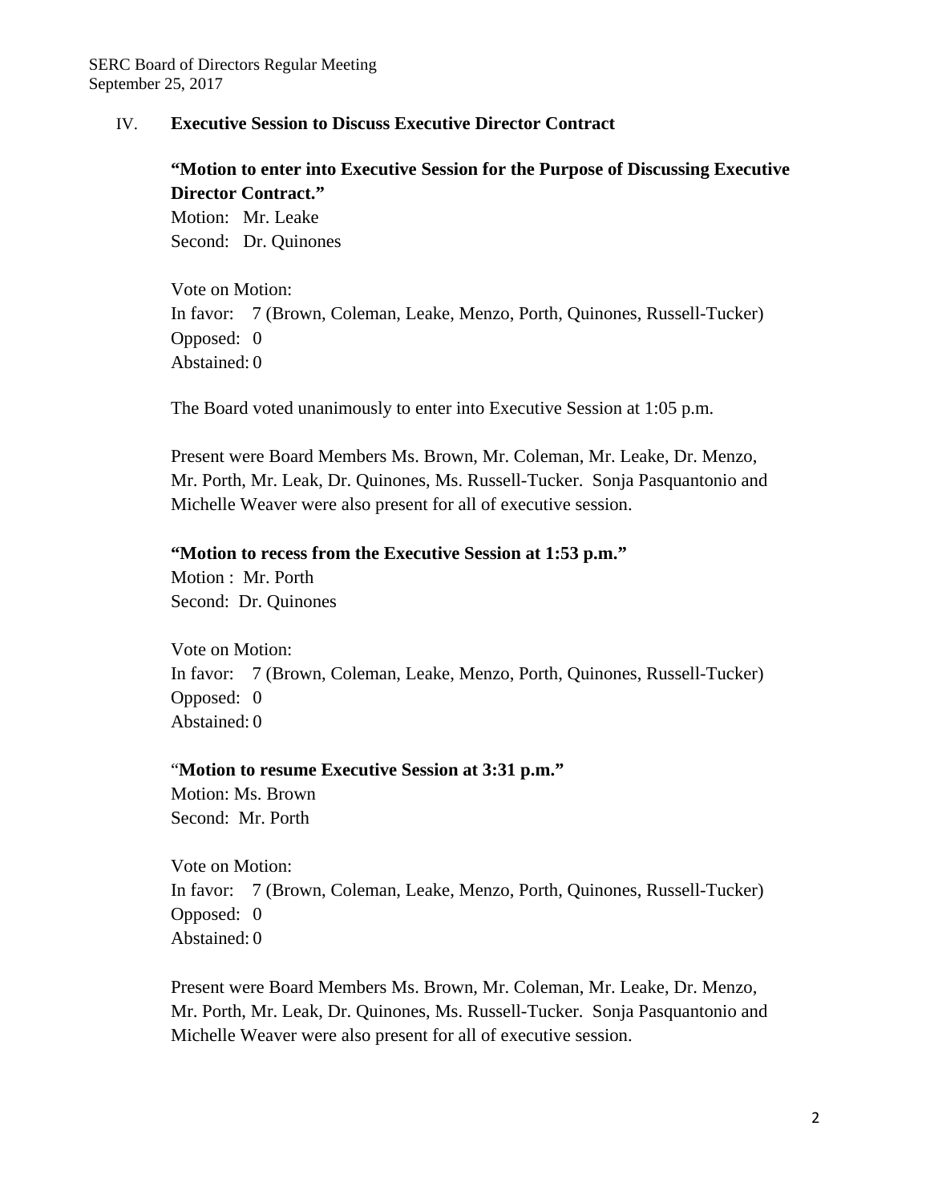IV. **Executive Session to Discuss Executive Director Contract**

**"Motion to enter into Executive Session for the Purpose of Discussing Executive Director Contract."**
Motion: Mr. Leake
Second: Dr. Quinones

Vote on Motion:
In favor: 7 (Brown, Coleman, Leake, Menzo, Porth, Quinones, Russell-Tucker)
Opposed: 0
Abstained: 0

The Board voted unanimously to enter into Executive Session at 1:05 p.m.

Present were Board Members Ms. Brown, Mr. Coleman, Mr. Leake, Dr. Menzo, Mr. Porth, Mr. Leak, Dr. Quinones, Ms. Russell-Tucker. Sonja Pasquantonio and Michelle Weaver were also present for all of executive session.

**"Motion to recess from the Executive Session at 1:53 p.m."**
Motion : Mr. Porth
Second: Dr. Quinones

Vote on Motion:
In favor: 7 (Brown, Coleman, Leake, Menzo, Porth, Quinones, Russell-Tucker)
Opposed: 0
Abstained: 0

"**Motion to resume Executive Session at 3:31 p.m."**
Motion: Ms. Brown
Second: Mr. Porth

Vote on Motion:
In favor: 7 (Brown, Coleman, Leake, Menzo, Porth, Quinones, Russell-Tucker)
Opposed: 0
Abstained: 0

Present were Board Members Ms. Brown, Mr. Coleman, Mr. Leake, Dr. Menzo, Mr. Porth, Mr. Leak, Dr. Quinones, Ms. Russell-Tucker. Sonja Pasquantonio and Michelle Weaver were also present for all of executive session.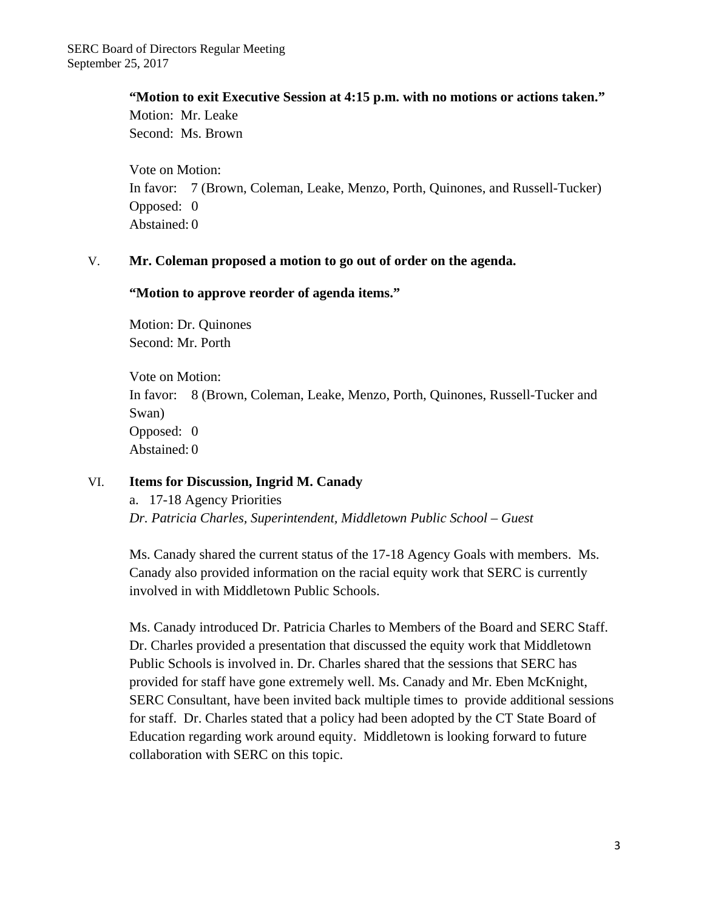**"Motion to exit Executive Session at 4:15 p.m. with no motions or actions taken."**
Motion: Mr. Leake
Second: Ms. Brown

Vote on Motion:
In favor: 7 (Brown, Coleman, Leake, Menzo, Porth, Quinones, and Russell-Tucker)
Opposed: 0
Abstained: 0

V. **Mr. Coleman proposed a motion to go out of order on the agenda.**

**"Motion to approve reorder of agenda items."**

Motion: Dr. Quinones
Second: Mr. Porth

Vote on Motion:
In favor: 8 (Brown, Coleman, Leake, Menzo, Porth, Quinones, Russell-Tucker and Swan)
Opposed: 0
Abstained: 0

VI. **Items for Discussion, Ingrid M. Canady**

a. 17-18 Agency Priorities
*Dr. Patricia Charles, Superintendent, Middletown Public School – Guest*

Ms. Canady shared the current status of the 17-18 Agency Goals with members. Ms. Canady also provided information on the racial equity work that SERC is currently involved in with Middletown Public Schools.

Ms. Canady introduced Dr. Patricia Charles to Members of the Board and SERC Staff. Dr. Charles provided a presentation that discussed the equity work that Middletown Public Schools is involved in. Dr. Charles shared that the sessions that SERC has provided for staff have gone extremely well. Ms. Canady and Mr. Eben McKnight, SERC Consultant, have been invited back multiple times to provide additional sessions for staff. Dr. Charles stated that a policy had been adopted by the CT State Board of Education regarding work around equity. Middletown is looking forward to future collaboration with SERC on this topic.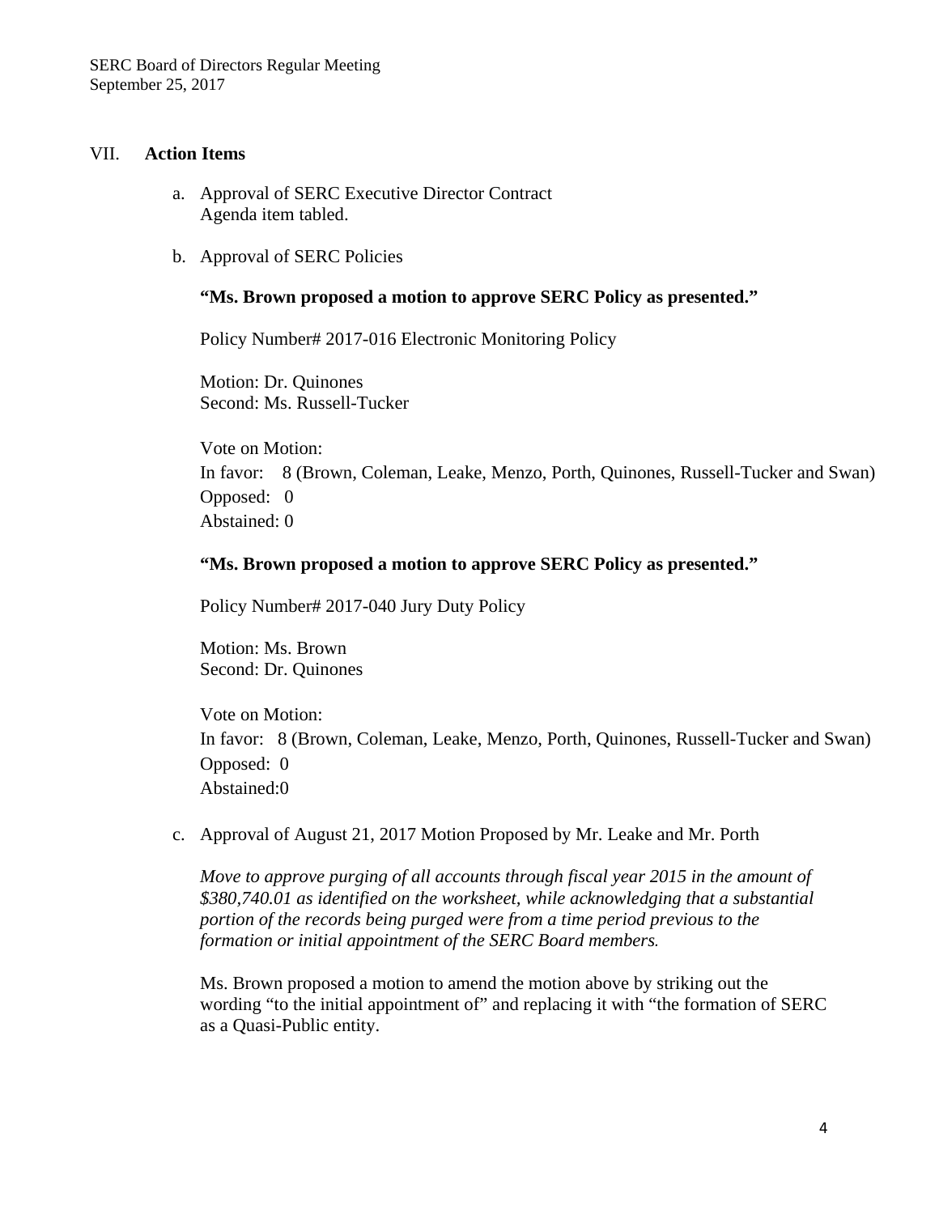## VII. Action Items

a. Approval of SERC Executive Director Contract
   Agenda item tabled.

b. Approval of SERC Policies

   **"Ms. Brown proposed a motion to approve SERC Policy as presented."**

   Policy Number# 2017-016 Electronic Monitoring Policy

   Motion: Dr. Quinones
   Second: Ms. Russell-Tucker

   Vote on Motion:
   In favor: 8 (Brown, Coleman, Leake, Menzo, Porth, Quinones, Russell-Tucker and Swan)
   Opposed: 0
   Abstained: 0

   **"Ms. Brown proposed a motion to approve SERC Policy as presented."**

   Policy Number# 2017-040 Jury Duty Policy

   Motion: Ms. Brown
   Second: Dr. Quinones

   Vote on Motion:
   In favor: 8 (Brown, Coleman, Leake, Menzo, Porth, Quinones, Russell-Tucker and Swan)
   Opposed: 0
   Abstained:0

c. Approval of August 21, 2017 Motion Proposed by Mr. Leake and Mr. Porth

   *Move to approve purging of all accounts through fiscal year 2015 in the amount of $380,740.01 as identified on the worksheet, while acknowledging that a substantial portion of the records being purged were from a time period previous to the formation or initial appointment of the SERC Board members.*

   Ms. Brown proposed a motion to amend the motion above by striking out the wording "to the initial appointment of" and replacing it with "the formation of SERC as a Quasi-Public entity.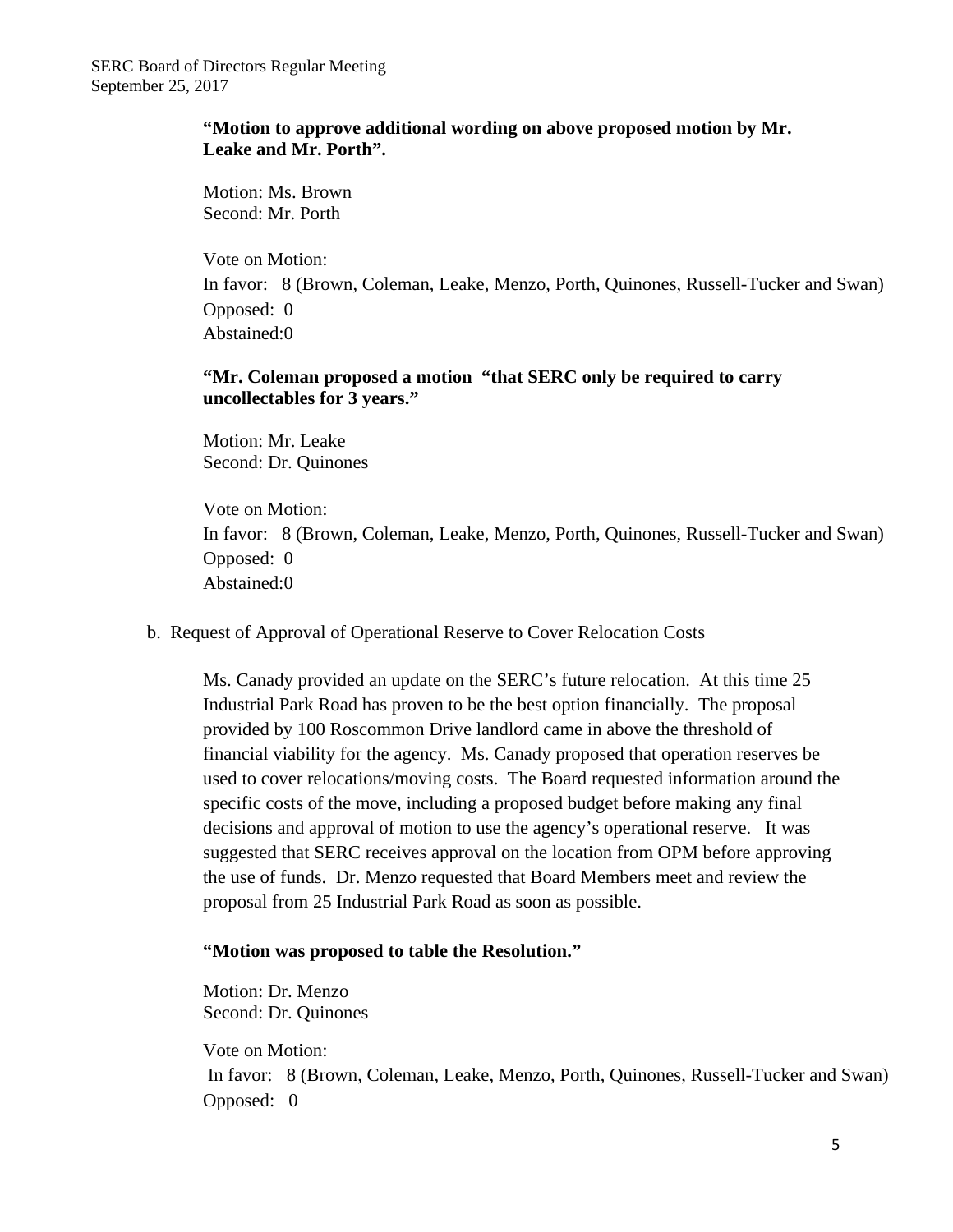**"Motion to approve additional wording on above proposed motion by Mr. Leake and Mr. Porth".**

Motion: Ms. Brown
Second: Mr. Porth

Vote on Motion:
In favor: 8 (Brown, Coleman, Leake, Menzo, Porth, Quinones, Russell-Tucker and Swan)
Opposed: 0
Abstained:0

**"Mr. Coleman proposed a motion "that SERC only be required to carry uncollectables for 3 years."**

Motion: Mr. Leake
Second: Dr. Quinones

Vote on Motion:
In favor: 8 (Brown, Coleman, Leake, Menzo, Porth, Quinones, Russell-Tucker and Swan)
Opposed: 0
Abstained:0

b. Request of Approval of Operational Reserve to Cover Relocation Costs

Ms. Canady provided an update on the SERC's future relocation. At this time 25 Industrial Park Road has proven to be the best option financially. The proposal provided by 100 Roscommon Drive landlord came in above the threshold of financial viability for the agency. Ms. Canady proposed that operation reserves be used to cover relocations/moving costs. The Board requested information around the specific costs of the move, including a proposed budget before making any final decisions and approval of motion to use the agency's operational reserve. It was suggested that SERC receives approval on the location from OPM before approving the use of funds. Dr. Menzo requested that Board Members meet and review the proposal from 25 Industrial Park Road as soon as possible.

**"Motion was proposed to table the Resolution."**

Motion: Dr. Menzo
Second: Dr. Quinones

Vote on Motion:
In favor: 8 (Brown, Coleman, Leake, Menzo, Porth, Quinones, Russell-Tucker and Swan)
Opposed: 0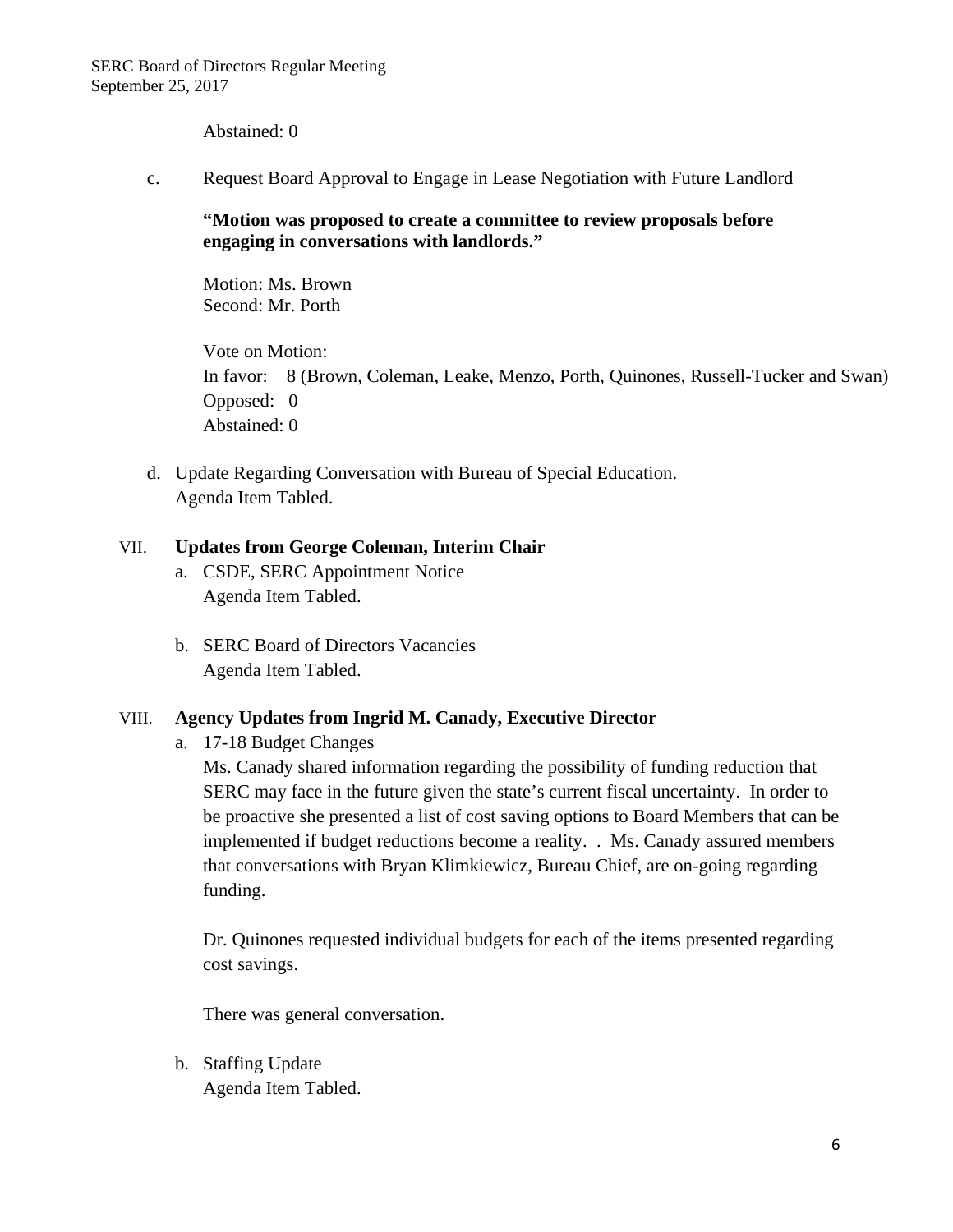Abstained: 0

c. Request Board Approval to Engage in Lease Negotiation with Future Landlord

**"Motion was proposed to create a committee to review proposals before engaging in conversations with landlords."**

Motion: Ms. Brown
Second: Mr. Porth

Vote on Motion:
In favor: 8 (Brown, Coleman, Leake, Menzo, Porth, Quinones, Russell-Tucker and Swan)
Opposed: 0
Abstained: 0

d. Update Regarding Conversation with Bureau of Special Education.
Agenda Item Tabled.

## VII. Updates from George Coleman, Interim Chair

a. CSDE, SERC Appointment Notice
Agenda Item Tabled.

b. SERC Board of Directors Vacancies
Agenda Item Tabled.

## VIII. Agency Updates from Ingrid M. Canady, Executive Director

a. 17-18 Budget Changes
Ms. Canady shared information regarding the possibility of funding reduction that SERC may face in the future given the state's current fiscal uncertainty. In order to be proactive she presented a list of cost saving options to Board Members that can be implemented if budget reductions become a reality. . Ms. Canady assured members that conversations with Bryan Klimkiewicz, Bureau Chief, are on-going regarding funding.

Dr. Quinones requested individual budgets for each of the items presented regarding cost savings.

There was general conversation.

b. Staffing Update
Agenda Item Tabled.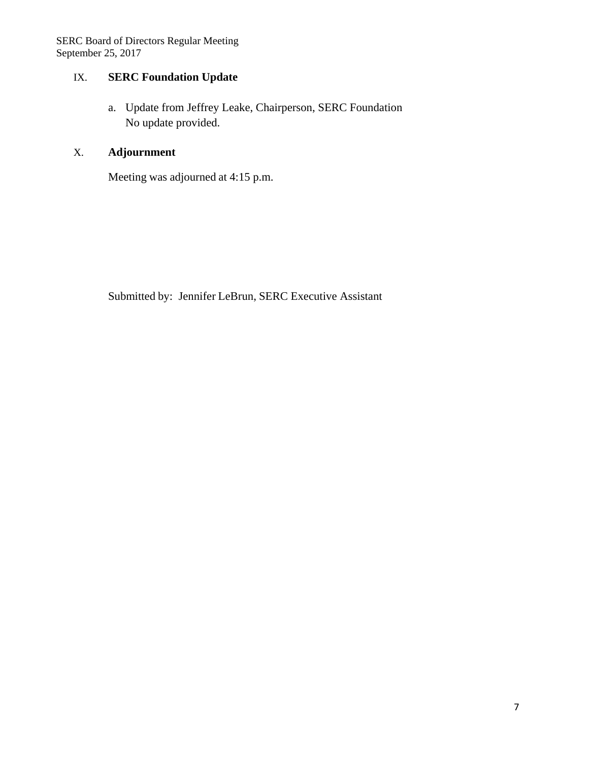## IX. SERC Foundation Update

a. Update from Jeffrey Leake, Chairperson, SERC Foundation
   No update provided.

## X. Adjournment

Meeting was adjourned at 4:15 p.m.

Submitted by: Jennifer LeBrun, SERC Executive Assistant